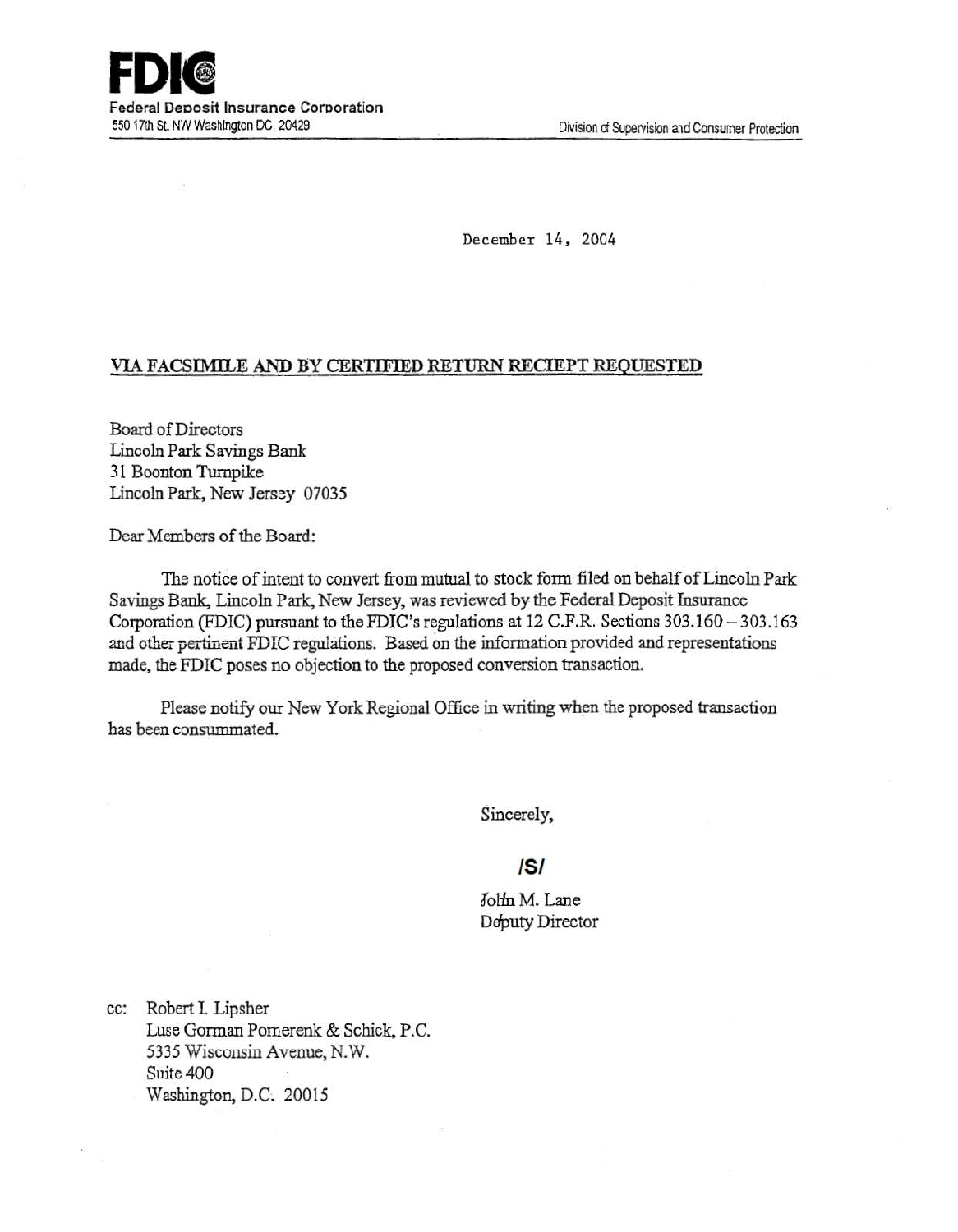**FDIC**
Federal Deposit Insurance Corporation
550 17th St. NW Washington DC, 20429

Division of Supervision and Consumer Protection

December 14, 2004

**VIA FACSIMILE AND BY CERTIFIED RETURN RECIEPT REQUESTED**

Board of Directors
Lincoln Park Savings Bank
31 Boonton Turnpike
Lincoln Park, New Jersey 07035

Dear Members of the Board:

The notice of intent to convert from mutual to stock form filed on behalf of Lincoln Park Savings Bank, Lincoln Park, New Jersey, was reviewed by the Federal Deposit Insurance Corporation (FDIC) pursuant to the FDIC's regulations at 12 C.F.R. Sections 303.160 – 303.163 and other pertinent FDIC regulations. Based on the information provided and representations made, the FDIC poses no objection to the proposed conversion transaction.

Please notify our New York Regional Office in writing when the proposed transaction has been consummated.

Sincerely,

/S/

John M. Lane
Deputy Director

cc: Robert I. Lipsher
Luse Gorman Pomerenk & Schick, P.C.
5335 Wisconsin Avenue, N.W.
Suite 400
Washington, D.C. 20015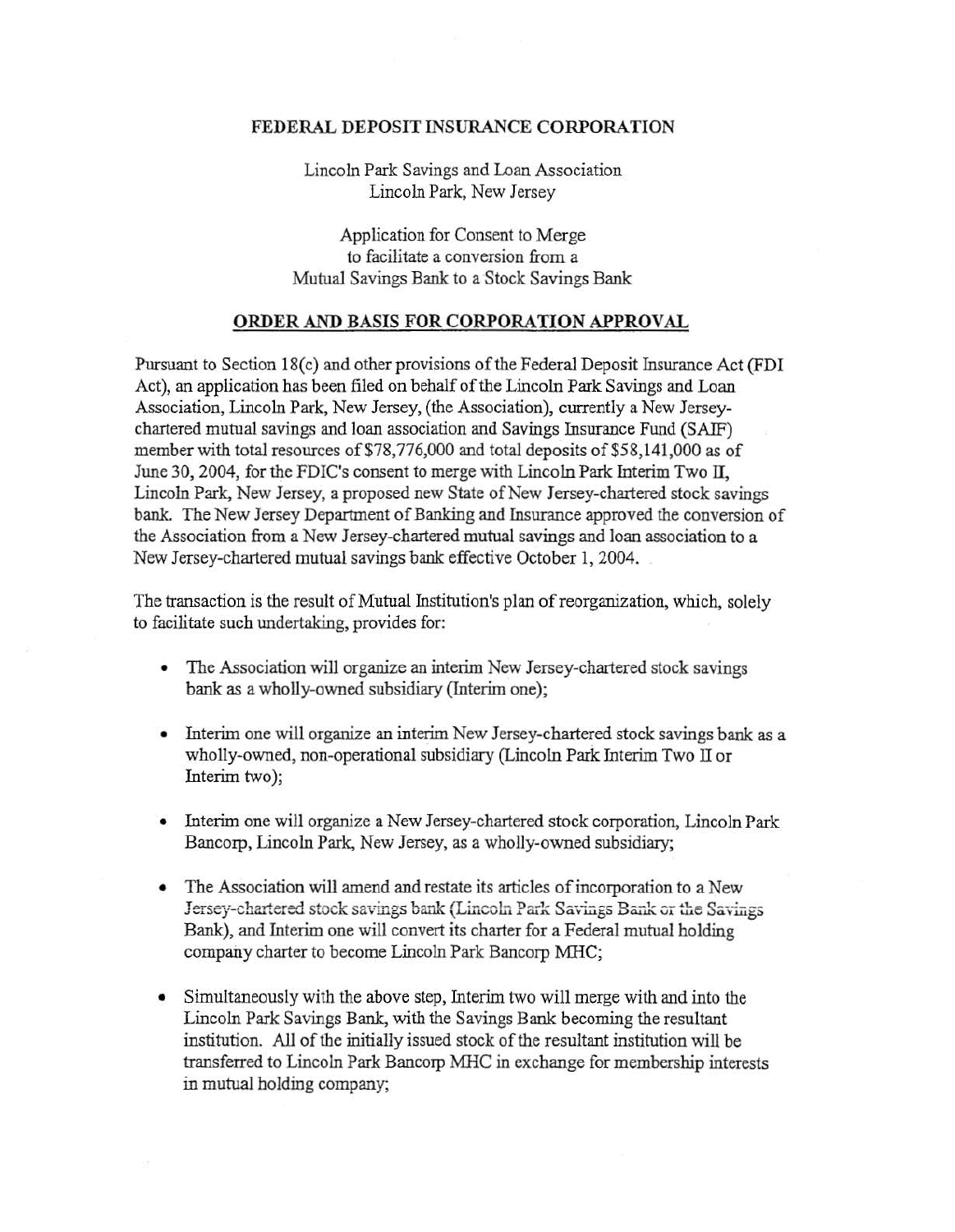**FEDERAL DEPOSIT INSURANCE CORPORATION**

Lincoln Park Savings and Loan Association
Lincoln Park, New Jersey

Application for Consent to Merge
to facilitate a conversion from a
Mutual Savings Bank to a Stock Savings Bank

## ORDER AND BASIS FOR CORPORATION APPROVAL

Pursuant to Section 18(c) and other provisions of the Federal Deposit Insurance Act (FDI Act), an application has been filed on behalf of the Lincoln Park Savings and Loan Association, Lincoln Park, New Jersey, (the Association), currently a New Jersey-chartered mutual savings and loan association and Savings Insurance Fund (SAIF) member with total resources of $78,776,000 and total deposits of $58,141,000 as of June 30, 2004, for the FDIC's consent to merge with Lincoln Park Interim Two II, Lincoln Park, New Jersey, a proposed new State of New Jersey-chartered stock savings bank. The New Jersey Department of Banking and Insurance approved the conversion of the Association from a New Jersey-chartered mutual savings and loan association to a New Jersey-chartered mutual savings bank effective October 1, 2004.

The transaction is the result of Mutual Institution's plan of reorganization, which, solely to facilitate such undertaking, provides for:

- The Association will organize an interim New Jersey-chartered stock savings bank as a wholly-owned subsidiary (Interim one);
- Interim one will organize an interim New Jersey-chartered stock savings bank as a wholly-owned, non-operational subsidiary (Lincoln Park Interim Two II or Interim two);
- Interim one will organize a New Jersey-chartered stock corporation, Lincoln Park Bancorp, Lincoln Park, New Jersey, as a wholly-owned subsidiary;
- The Association will amend and restate its articles of incorporation to a New Jersey-chartered stock savings bank (Lincoln Park Savings Bank or the Savings Bank), and Interim one will convert its charter for a Federal mutual holding company charter to become Lincoln Park Bancorp MHC;
- Simultaneously with the above step, Interim two will merge with and into the Lincoln Park Savings Bank, with the Savings Bank becoming the resultant institution. All of the initially issued stock of the resultant institution will be transferred to Lincoln Park Bancorp MHC in exchange for membership interests in mutual holding company;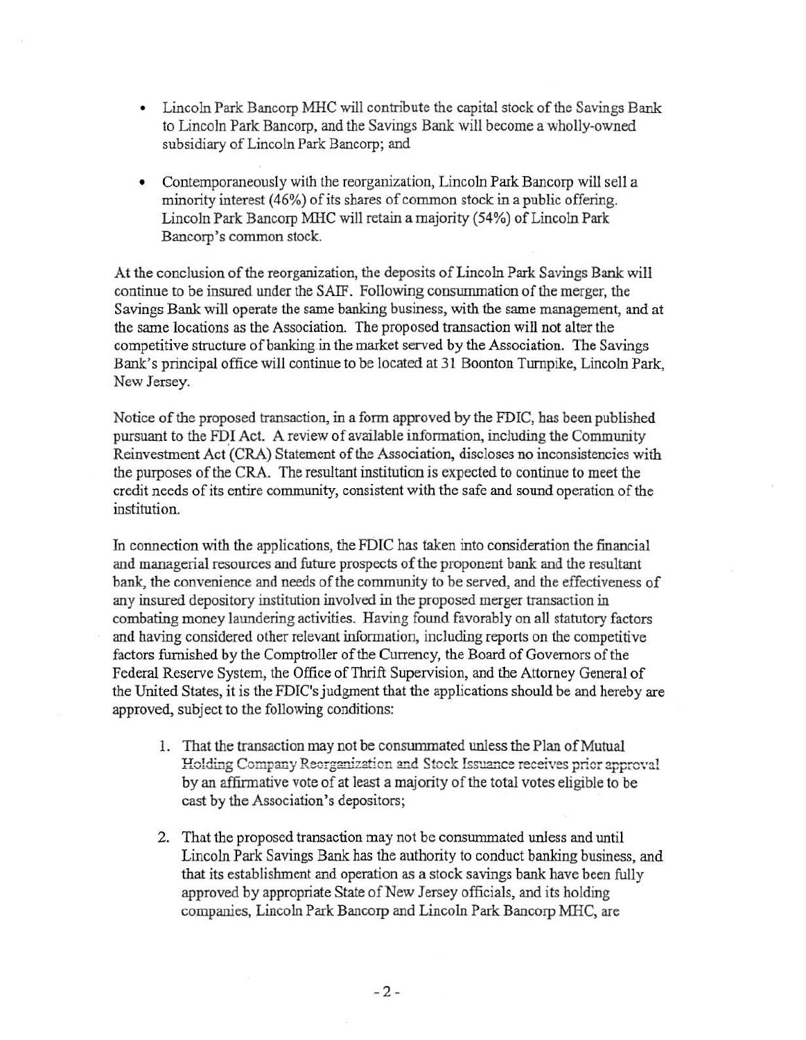- Lincoln Park Bancorp MHC will contribute the capital stock of the Savings Bank to Lincoln Park Bancorp, and the Savings Bank will become a wholly-owned subsidiary of Lincoln Park Bancorp; and

- Contemporaneously with the reorganization, Lincoln Park Bancorp will sell a minority interest (46%) of its shares of common stock in a public offering. Lincoln Park Bancorp MHC will retain a majority (54%) of Lincoln Park Bancorp's common stock.

At the conclusion of the reorganization, the deposits of Lincoln Park Savings Bank will continue to be insured under the SAIF. Following consummation of the merger, the Savings Bank will operate the same banking business, with the same management, and at the same locations as the Association. The proposed transaction will not alter the competitive structure of banking in the market served by the Association. The Savings Bank's principal office will continue to be located at 31 Boonton Turnpike, Lincoln Park, New Jersey.

Notice of the proposed transaction, in a form approved by the FDIC, has been published pursuant to the FDI Act. A review of available information, including the Community Reinvestment Act (CRA) Statement of the Association, discloses no inconsistencies with the purposes of the CRA. The resultant institution is expected to continue to meet the credit needs of its entire community, consistent with the safe and sound operation of the institution.

In connection with the applications, the FDIC has taken into consideration the financial and managerial resources and future prospects of the proponent bank and the resultant bank, the convenience and needs of the community to be served, and the effectiveness of any insured depository institution involved in the proposed merger transaction in combating money laundering activities. Having found favorably on all statutory factors and having considered other relevant information, including reports on the competitive factors furnished by the Comptroller of the Currency, the Board of Governors of the Federal Reserve System, the Office of Thrift Supervision, and the Attorney General of the United States, it is the FDIC's judgment that the applications should be and hereby are approved, subject to the following conditions:

1. That the transaction may not be consummated unless the Plan of Mutual Holding Company Reorganization and Stock Issuance receives prior approval by an affirmative vote of at least a majority of the total votes eligible to be cast by the Association's depositors;

2. That the proposed transaction may not be consummated unless and until Lincoln Park Savings Bank has the authority to conduct banking business, and that its establishment and operation as a stock savings bank have been fully approved by appropriate State of New Jersey officials, and its holding companies, Lincoln Park Bancorp and Lincoln Park Bancorp MHC, are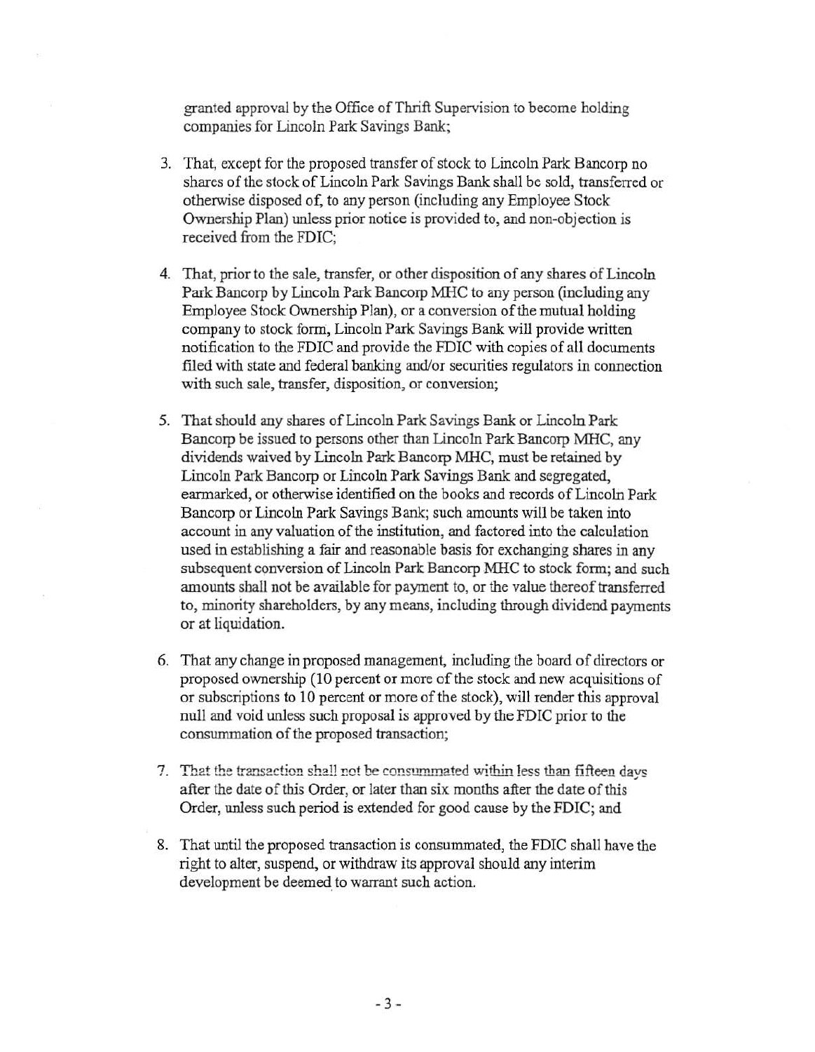granted approval by the Office of Thrift Supervision to become holding companies for Lincoln Park Savings Bank;

3. That, except for the proposed transfer of stock to Lincoln Park Bancorp no shares of the stock of Lincoln Park Savings Bank shall be sold, transferred or otherwise disposed of, to any person (including any Employee Stock Ownership Plan) unless prior notice is provided to, and non-objection is received from the FDIC;

4. That, prior to the sale, transfer, or other disposition of any shares of Lincoln Park Bancorp by Lincoln Park Bancorp MHC to any person (including any Employee Stock Ownership Plan), or a conversion of the mutual holding company to stock form, Lincoln Park Savings Bank will provide written notification to the FDIC and provide the FDIC with copies of all documents filed with state and federal banking and/or securities regulators in connection with such sale, transfer, disposition, or conversion;

5. That should any shares of Lincoln Park Savings Bank or Lincoln Park Bancorp be issued to persons other than Lincoln Park Bancorp MHC, any dividends waived by Lincoln Park Bancorp MHC, must be retained by Lincoln Park Bancorp or Lincoln Park Savings Bank and segregated, earmarked, or otherwise identified on the books and records of Lincoln Park Bancorp or Lincoln Park Savings Bank; such amounts will be taken into account in any valuation of the institution, and factored into the calculation used in establishing a fair and reasonable basis for exchanging shares in any subsequent conversion of Lincoln Park Bancorp MHC to stock form; and such amounts shall not be available for payment to, or the value thereof transferred to, minority shareholders, by any means, including through dividend payments or at liquidation.

6. That any change in proposed management, including the board of directors or proposed ownership (10 percent or more of the stock and new acquisitions of or subscriptions to 10 percent or more of the stock), will render this approval null and void unless such proposal is approved by the FDIC prior to the consummation of the proposed transaction;

7. That the transaction shall not be consummated within less than fifteen days after the date of this Order, or later than six months after the date of this Order, unless such period is extended for good cause by the FDIC; and

8. That until the proposed transaction is consummated, the FDIC shall have the right to alter, suspend, or withdraw its approval should any interim development be deemed to warrant such action.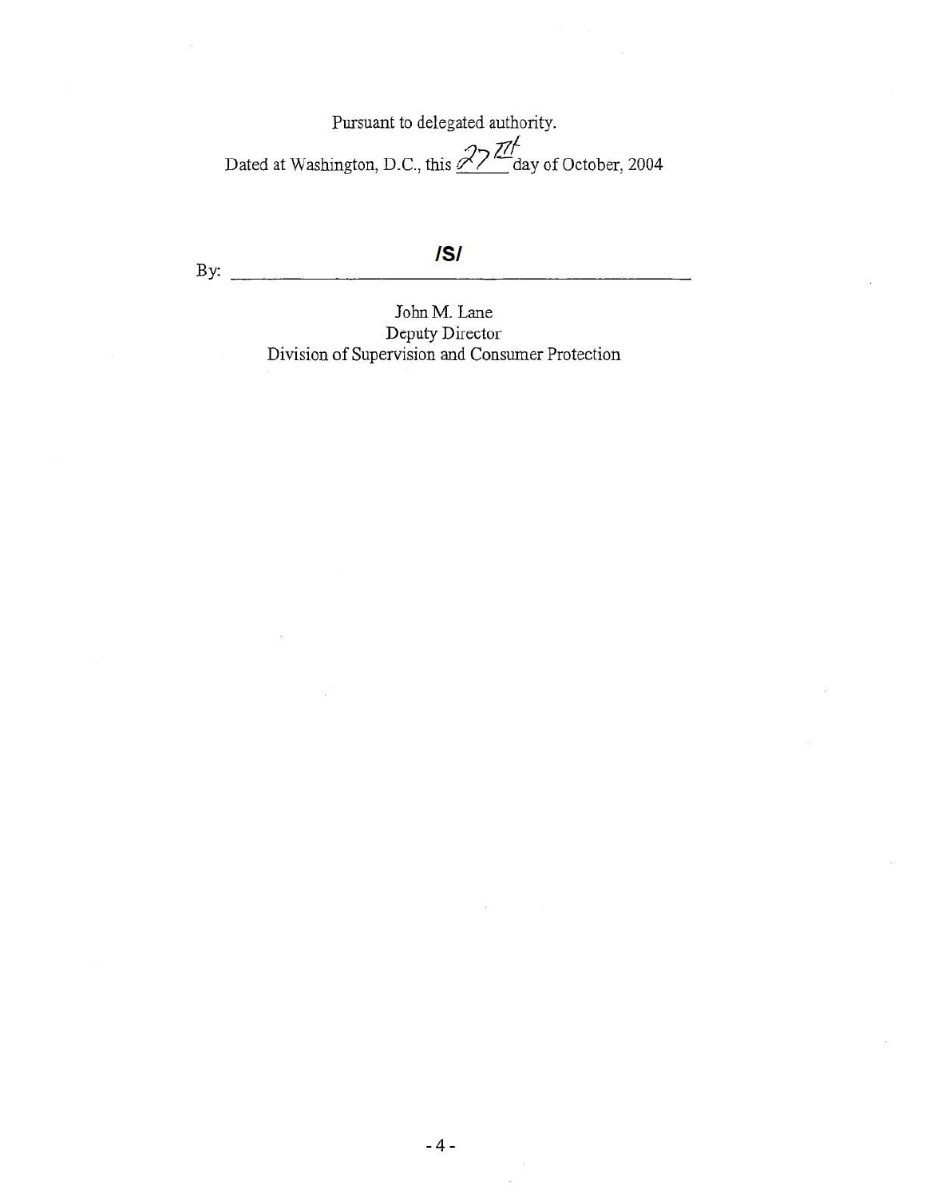Pursuant to delegated authority.

Dated at Washington, D.C., this 27th day of October, 2004

By: **/S/**

John M. Lane
Deputy Director
Division of Supervision and Consumer Protection